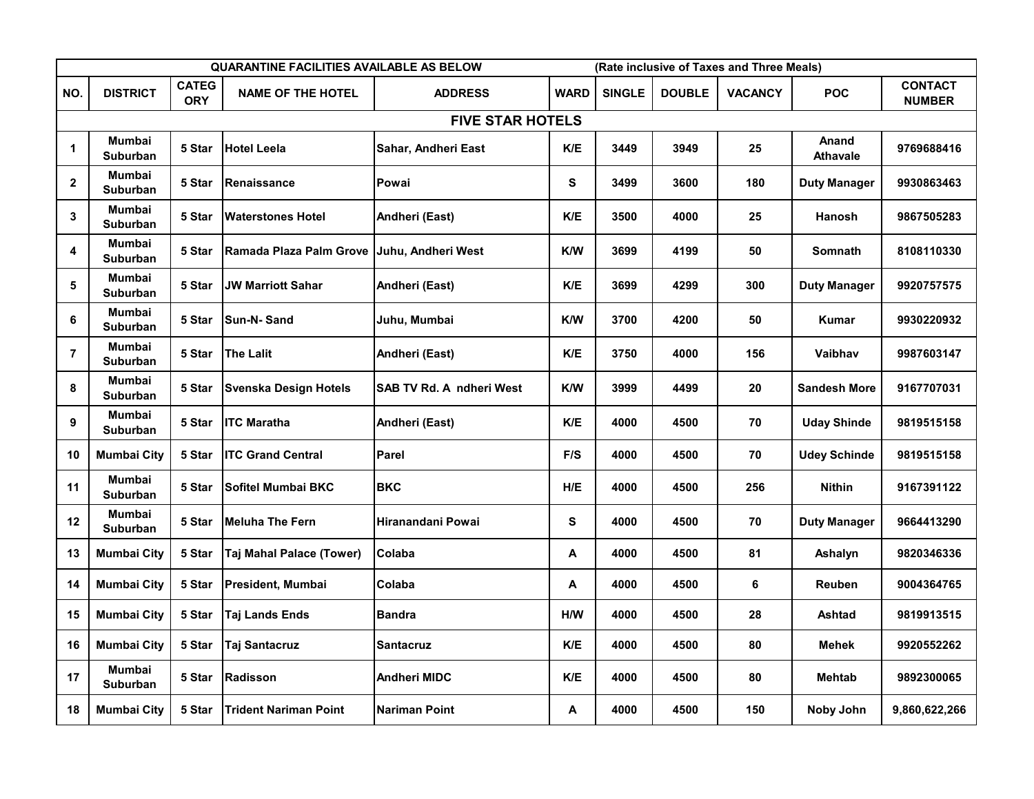| QUARANTINE FACILITIES AVAILABLE AS BELOW | | | | | (Rate inclusive of Taxes and Three Meals) | | | | | |
|---|---|---|---|---|---|---|---|---|---|---|
| NO. | DISTRICT | CATEGORY | NAME OF THE HOTEL | ADDRESS | WARD | SINGLE | DOUBLE | VACANCY | POC | CONTACT NUMBER |
| | | | | FIVE STAR HOTELS | | | | | | |
| 1 | Mumbai Suburban | 5 Star | Hotel Leela | Sahar, Andheri East | K/E | 3449 | 3949 | 25 | Anand Athavale | 9769688416 |
| 2 | Mumbai Suburban | 5 Star | Renaissance | Powai | S | 3499 | 3600 | 180 | Duty Manager | 9930863463 |
| 3 | Mumbai Suburban | 5 Star | Waterstones Hotel | Andheri (East) | K/E | 3500 | 4000 | 25 | Hanosh | 9867505283 |
| 4 | Mumbai Suburban | 5 Star | Ramada Plaza Palm Grove | Juhu, Andheri West | K/W | 3699 | 4199 | 50 | Somnath | 8108110330 |
| 5 | Mumbai Suburban | 5 Star | JW Marriott Sahar | Andheri (East) | K/E | 3699 | 4299 | 300 | Duty Manager | 9920757575 |
| 6 | Mumbai Suburban | 5 Star | Sun-N- Sand | Juhu, Mumbai | K/W | 3700 | 4200 | 50 | Kumar | 9930220932 |
| 7 | Mumbai Suburban | 5 Star | The Lalit | Andheri (East) | K/E | 3750 | 4000 | 156 | Vaibhav | 9987603147 |
| 8 | Mumbai Suburban | 5 Star | Svenska Design Hotels | SAB TV Rd. A ndheri West | K/W | 3999 | 4499 | 20 | Sandesh More | 9167707031 |
| 9 | Mumbai Suburban | 5 Star | ITC Maratha | Andheri (East) | K/E | 4000 | 4500 | 70 | Uday Shinde | 9819515158 |
| 10 | Mumbai City | 5 Star | ITC Grand Central | Parel | F/S | 4000 | 4500 | 70 | Udey Schinde | 9819515158 |
| 11 | Mumbai Suburban | 5 Star | Sofitel Mumbai BKC | BKC | H/E | 4000 | 4500 | 256 | Nithin | 9167391122 |
| 12 | Mumbai Suburban | 5 Star | Meluha The Fern | Hiranandani Powai | S | 4000 | 4500 | 70 | Duty Manager | 9664413290 |
| 13 | Mumbai City | 5 Star | Taj Mahal Palace (Tower) | Colaba | A | 4000 | 4500 | 81 | Ashalyn | 9820346336 |
| 14 | Mumbai City | 5 Star | President, Mumbai | Colaba | A | 4000 | 4500 | 6 | Reuben | 9004364765 |
| 15 | Mumbai City | 5 Star | Taj Lands Ends | Bandra | H/W | 4000 | 4500 | 28 | Ashtad | 9819913515 |
| 16 | Mumbai City | 5 Star | Taj Santacruz | Santacruz | K/E | 4000 | 4500 | 80 | Mehek | 9920552262 |
| 17 | Mumbai Suburban | 5 Star | Radisson | Andheri MIDC | K/E | 4000 | 4500 | 80 | Mehtab | 9892300065 |
| 18 | Mumbai City | 5 Star | Trident Nariman Point | Nariman Point | A | 4000 | 4500 | 150 | Noby John | 9,860,622,266 |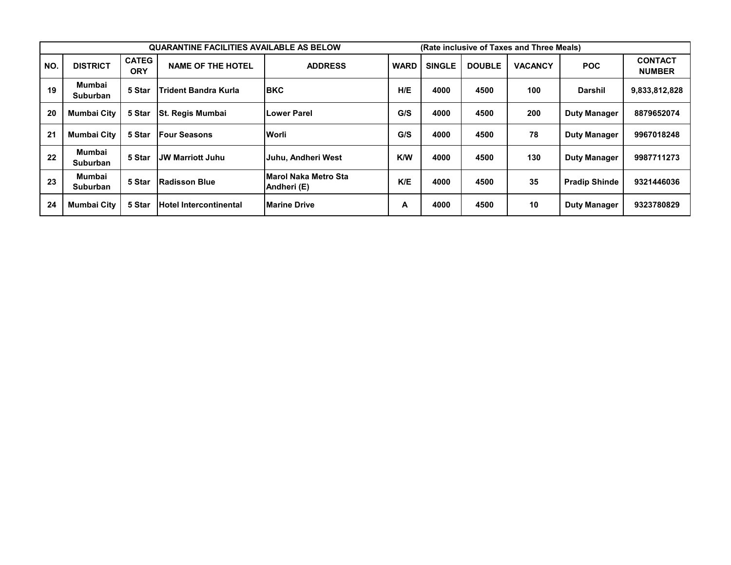| QUARANTINE FACILITIES AVAILABLE AS BELOW | | | | | | (Rate inclusive of Taxes and Three Meals) | | | | |
|---|---|---|---|---|---|---|---|---|---|---|
| **NO.** | **DISTRICT** | **CATEGORY** | **NAME OF THE HOTEL** | **ADDRESS** | **WARD** | **SINGLE** | **DOUBLE** | **VACANCY** | **POC** | **CONTACT NUMBER** |
| 19 | Mumbai Suburban | 5 Star | Trident Bandra Kurla | BKC | H/E | 4000 | 4500 | 100 | Darshil | 9,833,812,828 |
| 20 | Mumbai City | 5 Star | St. Regis Mumbai | Lower Parel | G/S | 4000 | 4500 | 200 | Duty Manager | 8879652074 |
| 21 | Mumbai City | 5 Star | Four Seasons | Worli | G/S | 4000 | 4500 | 78 | Duty Manager | 9967018248 |
| 22 | Mumbai Suburban | 5 Star | JW Marriott Juhu | Juhu, Andheri West | K/W | 4000 | 4500 | 130 | Duty Manager | 9987711273 |
| 23 | Mumbai Suburban | 5 Star | Radisson Blue | Marol Naka Metro Sta Andheri (E) | K/E | 4000 | 4500 | 35 | Pradip Shinde | 9321446036 |
| 24 | Mumbai City | 5 Star | Hotel Intercontinental | Marine Drive | A | 4000 | 4500 | 10 | Duty Manager | 9323780829 |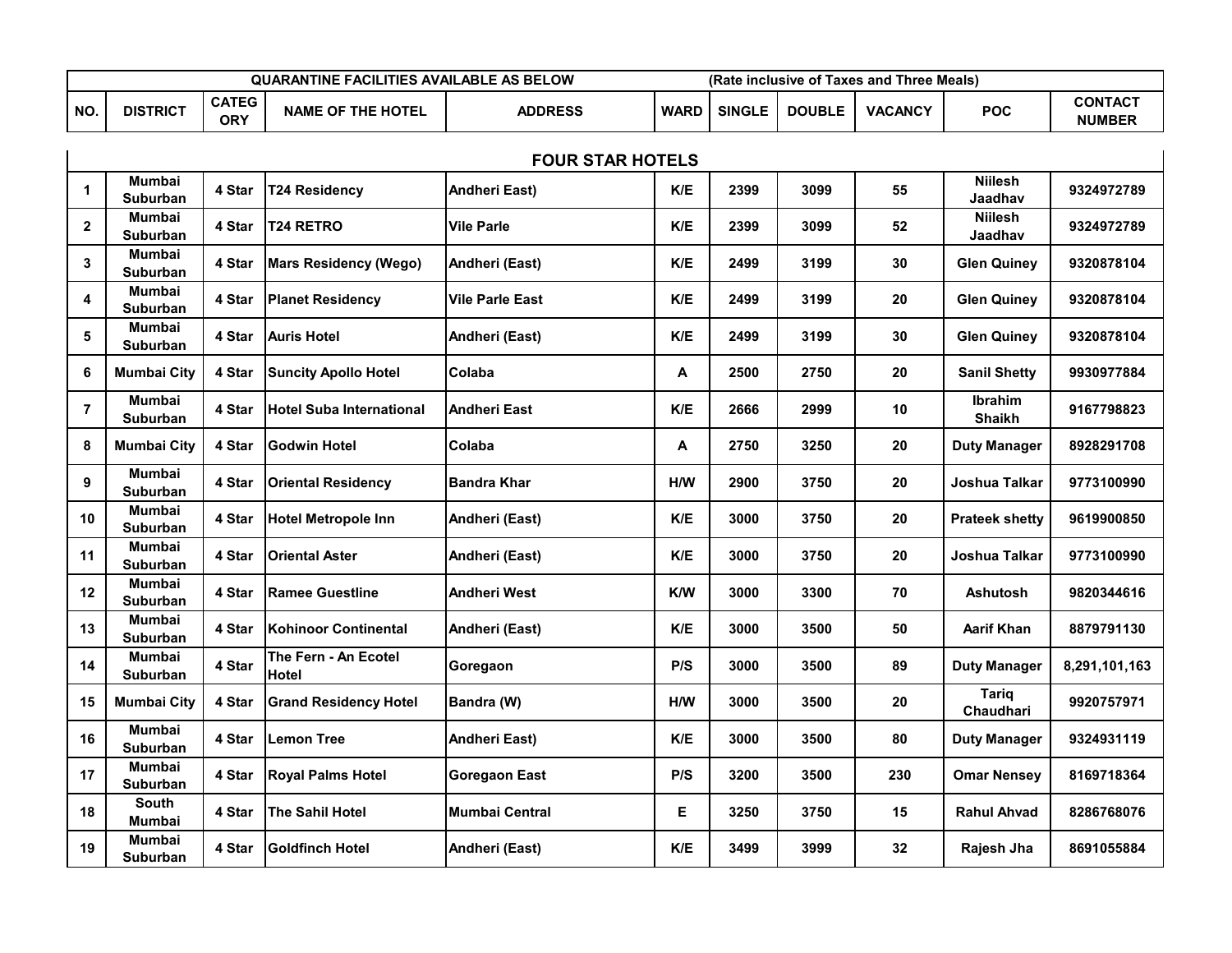| QUARANTINE FACILITIES AVAILABLE AS BELOW | | | | | | (Rate inclusive of Taxes and Three Meals) | | | | |
|---|---|---|---|---|---|---|---|---|---|---|
| NO. | DISTRICT | CATEGORY | NAME OF THE HOTEL | ADDRESS | WARD | SINGLE | DOUBLE | VACANCY | POC | CONTACT NUMBER |
| **FOUR STAR HOTELS** | | | | | | | | | | |
| 1 | Mumbai Suburban | 4 Star | T24 Residency | Andheri East) | K/E | 2399 | 3099 | 55 | Niilesh Jaadhav | 9324972789 |
| 2 | Mumbai Suburban | 4 Star | T24 RETRO | Vile Parle | K/E | 2399 | 3099 | 52 | Niilesh Jaadhav | 9324972789 |
| 3 | Mumbai Suburban | 4 Star | Mars Residency (Wego) | Andheri (East) | K/E | 2499 | 3199 | 30 | Glen Quiney | 9320878104 |
| 4 | Mumbai Suburban | 4 Star | Planet Residency | Vile Parle East | K/E | 2499 | 3199 | 20 | Glen Quiney | 9320878104 |
| 5 | Mumbai Suburban | 4 Star | Auris Hotel | Andheri (East) | K/E | 2499 | 3199 | 30 | Glen Quiney | 9320878104 |
| 6 | Mumbai City | 4 Star | Suncity Apollo Hotel | Colaba | A | 2500 | 2750 | 20 | Sanil Shetty | 9930977884 |
| 7 | Mumbai Suburban | 4 Star | Hotel Suba International | Andheri East | K/E | 2666 | 2999 | 10 | Ibrahim Shaikh | 9167798823 |
| 8 | Mumbai City | 4 Star | Godwin Hotel | Colaba | A | 2750 | 3250 | 20 | Duty Manager | 8928291708 |
| 9 | Mumbai Suburban | 4 Star | Oriental Residency | Bandra Khar | H/W | 2900 | 3750 | 20 | Joshua Talkar | 9773100990 |
| 10 | Mumbai Suburban | 4 Star | Hotel Metropole Inn | Andheri (East) | K/E | 3000 | 3750 | 20 | Prateek shetty | 9619900850 |
| 11 | Mumbai Suburban | 4 Star | Oriental Aster | Andheri (East) | K/E | 3000 | 3750 | 20 | Joshua Talkar | 9773100990 |
| 12 | Mumbai Suburban | 4 Star | Ramee Guestline | Andheri West | K/W | 3000 | 3300 | 70 | Ashutosh | 9820344616 |
| 13 | Mumbai Suburban | 4 Star | Kohinoor Continental | Andheri (East) | K/E | 3000 | 3500 | 50 | Aarif Khan | 8879791130 |
| 14 | Mumbai Suburban | 4 Star | The Fern - An Ecotel Hotel | Goregaon | P/S | 3000 | 3500 | 89 | Duty Manager | 8,291,101,163 |
| 15 | Mumbai City | 4 Star | Grand Residency Hotel | Bandra (W) | H/W | 3000 | 3500 | 20 | Tariq Chaudhari | 9920757971 |
| 16 | Mumbai Suburban | 4 Star | Lemon Tree | Andheri East) | K/E | 3000 | 3500 | 80 | Duty Manager | 9324931119 |
| 17 | Mumbai Suburban | 4 Star | Royal Palms Hotel | Goregaon East | P/S | 3200 | 3500 | 230 | Omar Nensey | 8169718364 |
| 18 | South Mumbai | 4 Star | The Sahil Hotel | Mumbai Central | E | 3250 | 3750 | 15 | Rahul Ahvad | 8286768076 |
| 19 | Mumbai Suburban | 4 Star | Goldfinch Hotel | Andheri (East) | K/E | 3499 | 3999 | 32 | Rajesh Jha | 8691055884 |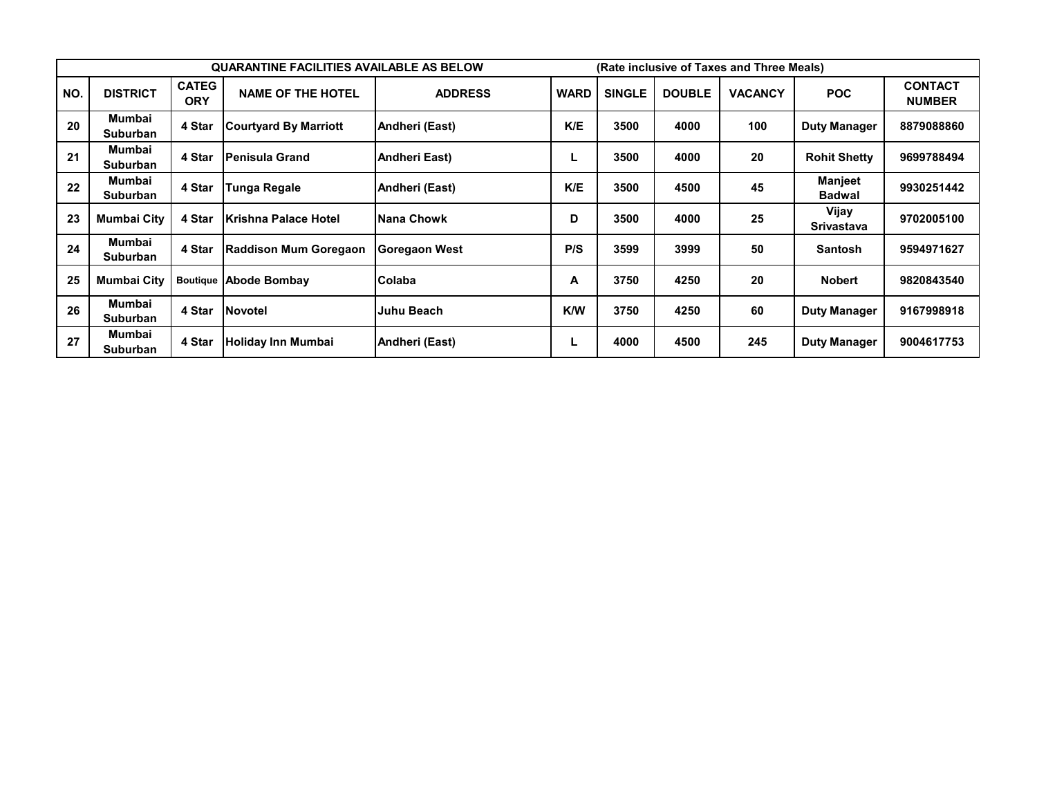| QUARANTINE FACILITIES AVAILABLE AS BELOW | | | | | | (Rate inclusive of Taxes and Three Meals) | | | | |
|---|---|---|---|---|---|---|---|---|---|---|
| NO. | DISTRICT | CATEGORY | NAME OF THE HOTEL | ADDRESS | WARD | SINGLE | DOUBLE | VACANCY | POC | CONTACT NUMBER |
| 20 | Mumbai Suburban | 4 Star | Courtyard By Marriott | Andheri (East) | K/E | 3500 | 4000 | 100 | Duty Manager | 8879088860 |
| 21 | Mumbai Suburban | 4 Star | Penisula Grand | Andheri East) | L | 3500 | 4000 | 20 | Rohit Shetty | 9699788494 |
| 22 | Mumbai Suburban | 4 Star | Tunga Regale | Andheri (East) | K/E | 3500 | 4500 | 45 | Manjeet Badwal | 9930251442 |
| 23 | Mumbai City | 4 Star | Krishna Palace Hotel | Nana Chowk | D | 3500 | 4000 | 25 | Vijay Srivastava | 9702005100 |
| 24 | Mumbai Suburban | 4 Star | Raddison Mum Goregaon | Goregaon West | P/S | 3599 | 3999 | 50 | Santosh | 9594971627 |
| 25 | Mumbai City | Boutique | Abode Bombay | Colaba | A | 3750 | 4250 | 20 | Nobert | 9820843540 |
| 26 | Mumbai Suburban | 4 Star | Novotel | Juhu Beach | K/W | 3750 | 4250 | 60 | Duty Manager | 9167998918 |
| 27 | Mumbai Suburban | 4 Star | Holiday Inn Mumbai | Andheri (East) | L | 4000 | 4500 | 245 | Duty Manager | 9004617753 |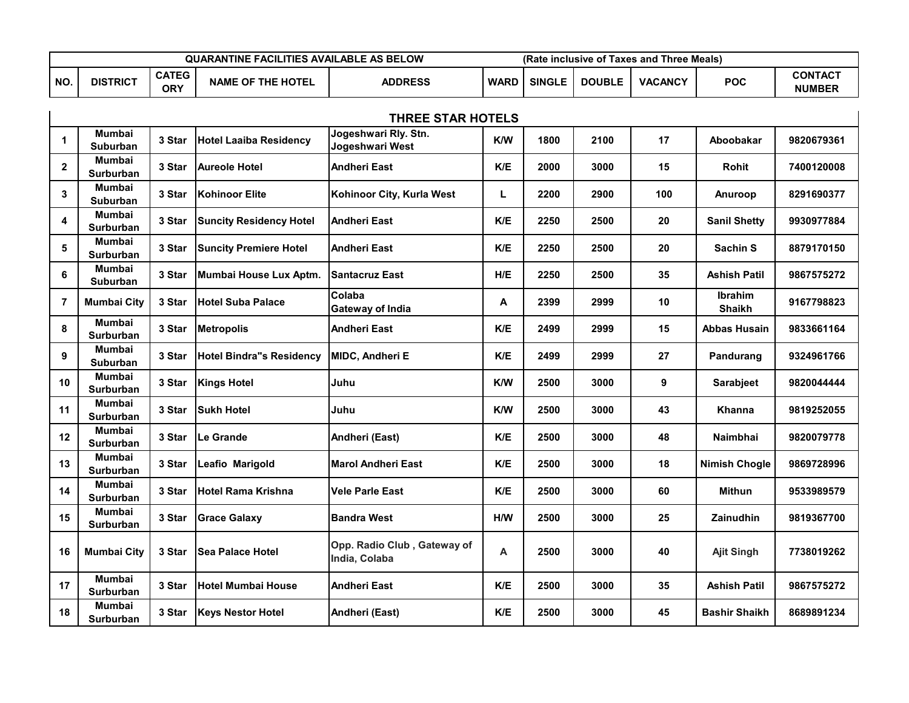| QUARANTINE FACILITIES AVAILABLE AS BELOW | | | | | | (Rate inclusive of Taxes and Three Meals) | | | | |
|---|---|---|---|---|---|---|---|---|---|---|
| **NO.** | **DISTRICT** | **CATEGORY** | **NAME OF THE HOTEL** | **ADDRESS** | **WARD** | **SINGLE** | **DOUBLE** | **VACANCY** | **POC** | **CONTACT NUMBER** |
| | | | | **THREE STAR HOTELS** | | | | | | |
| 1 | Mumbai Suburban | 3 Star | Hotel Laaiba Residency | Jogeshwari Rly. Stn. Jogeshwari West | K/W | 1800 | 2100 | 17 | Aboobakar | 9820679361 |
| 2 | Mumbai Surburban | 3 Star | Aureole Hotel | Andheri East | K/E | 2000 | 3000 | 15 | Rohit | 7400120008 |
| 3 | Mumbai Suburban | 3 Star | Kohinoor Elite | Kohinoor City, Kurla West | L | 2200 | 2900 | 100 | Anuroop | 8291690377 |
| 4 | Mumbai Surburban | 3 Star | Suncity Residency Hotel | Andheri East | K/E | 2250 | 2500 | 20 | Sanil Shetty | 9930977884 |
| 5 | Mumbai Surburban | 3 Star | Suncity Premiere Hotel | Andheri East | K/E | 2250 | 2500 | 20 | Sachin S | 8879170150 |
| 6 | Mumbai Suburban | 3 Star | Mumbai House Lux Aptm. | Santacruz East | H/E | 2250 | 2500 | 35 | Ashish Patil | 9867575272 |
| 7 | Mumbai City | 3 Star | Hotel Suba Palace | Colaba Gateway of India | A | 2399 | 2999 | 10 | Ibrahim Shaikh | 9167798823 |
| 8 | Mumbai Surburban | 3 Star | Metropolis | Andheri East | K/E | 2499 | 2999 | 15 | Abbas Husain | 9833661164 |
| 9 | Mumbai Suburban | 3 Star | Hotel Bindra"s Residency | MIDC, Andheri E | K/E | 2499 | 2999 | 27 | Pandurang | 9324961766 |
| 10 | Mumbai Surburban | 3 Star | Kings Hotel | Juhu | K/W | 2500 | 3000 | 9 | Sarabjeet | 9820044444 |
| 11 | Mumbai Surburban | 3 Star | Sukh Hotel | Juhu | K/W | 2500 | 3000 | 43 | Khanna | 9819252055 |
| 12 | Mumbai Surburban | 3 Star | Le Grande | Andheri (East) | K/E | 2500 | 3000 | 48 | Naimbhai | 9820079778 |
| 13 | Mumbai Surburban | 3 Star | Leafio Marigold | Marol Andheri East | K/E | 2500 | 3000 | 18 | Nimish Chogle | 9869728996 |
| 14 | Mumbai Surburban | 3 Star | Hotel Rama Krishna | Vele Parle East | K/E | 2500 | 3000 | 60 | Mithun | 9533989579 |
| 15 | Mumbai Surburban | 3 Star | Grace Galaxy | Bandra West | H/W | 2500 | 3000 | 25 | Zainudhin | 9819367700 |
| 16 | Mumbai City | 3 Star | Sea Palace Hotel | Opp. Radio Club , Gateway of India, Colaba | A | 2500 | 3000 | 40 | Ajit Singh | 7738019262 |
| 17 | Mumbai Surburban | 3 Star | Hotel Mumbai House | Andheri East | K/E | 2500 | 3000 | 35 | Ashish Patil | 9867575272 |
| 18 | Mumbai Surburban | 3 Star | Keys Nestor Hotel | Andheri (East) | K/E | 2500 | 3000 | 45 | Bashir Shaikh | 8689891234 |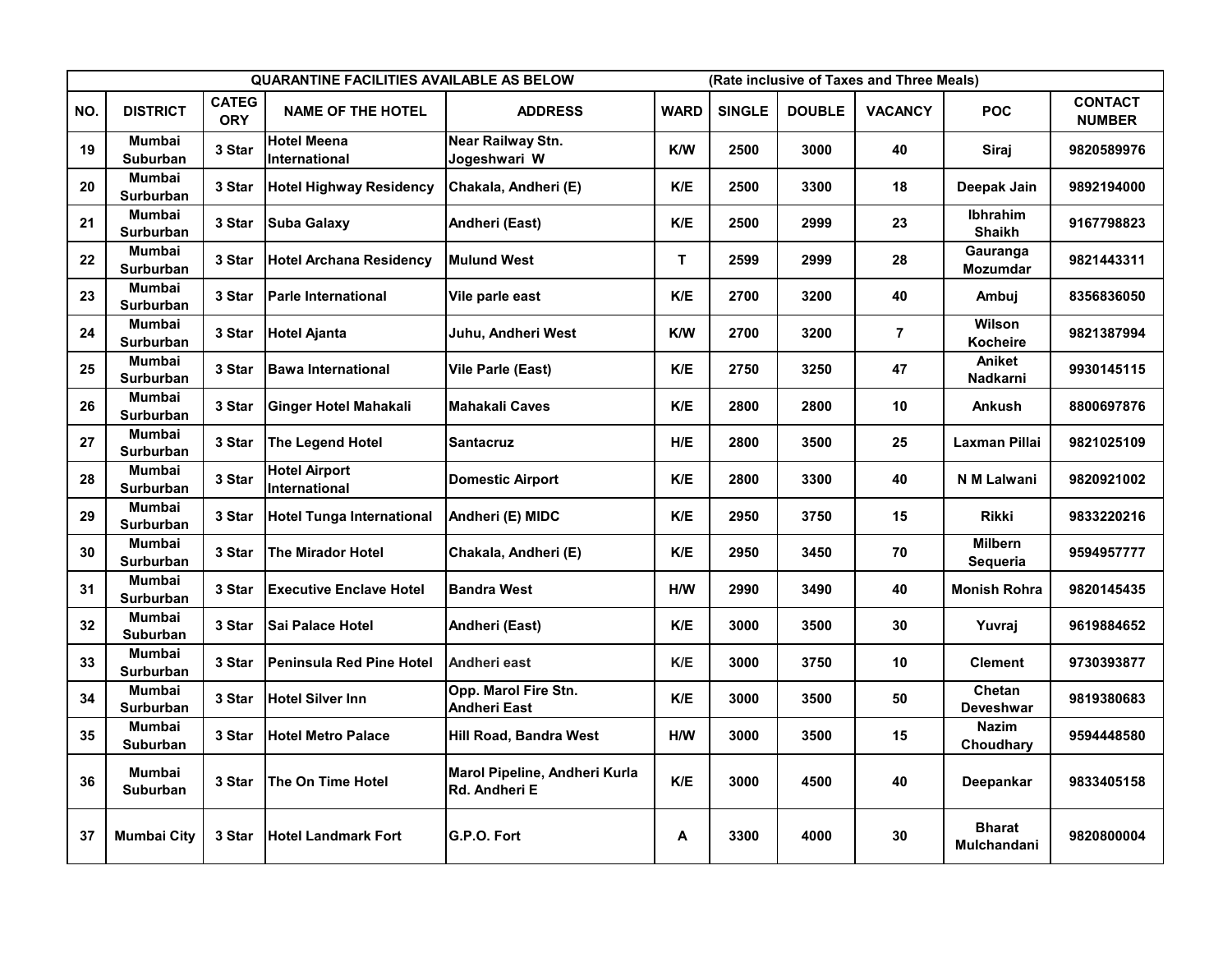| QUARANTINE FACILITIES AVAILABLE AS BELOW | | | | | | (Rate inclusive of Taxes and Three Meals) | | | | |
|---|---|---|---|---|---|---|---|---|---|---|
| NO. | DISTRICT | CATEGORY | NAME OF THE HOTEL | ADDRESS | WARD | SINGLE | DOUBLE | VACANCY | POC | CONTACT NUMBER |
| 19 | Mumbai Suburban | 3 Star | Hotel Meena International | Near Railway Stn. Jogeshwari W | K/W | 2500 | 3000 | 40 | Siraj | 9820589976 |
| 20 | Mumbai Surburban | 3 Star | Hotel Highway Residency | Chakala, Andheri (E) | K/E | 2500 | 3300 | 18 | Deepak Jain | 9892194000 |
| 21 | Mumbai Surburban | 3 Star | Suba Galaxy | Andheri (East) | K/E | 2500 | 2999 | 23 | Ibhrahim Shaikh | 9167798823 |
| 22 | Mumbai Surburban | 3 Star | Hotel Archana Residency | Mulund West | T | 2599 | 2999 | 28 | Gauranga Mozumdar | 9821443311 |
| 23 | Mumbai Surburban | 3 Star | Parle International | Vile parle east | K/E | 2700 | 3200 | 40 | Ambuj | 8356836050 |
| 24 | Mumbai Surburban | 3 Star | Hotel Ajanta | Juhu, Andheri West | K/W | 2700 | 3200 | 7 | Wilson Kocheire | 9821387994 |
| 25 | Mumbai Surburban | 3 Star | Bawa International | Vile Parle (East) | K/E | 2750 | 3250 | 47 | Aniket Nadkarni | 9930145115 |
| 26 | Mumbai Surburban | 3 Star | Ginger Hotel Mahakali | Mahakali Caves | K/E | 2800 | 2800 | 10 | Ankush | 8800697876 |
| 27 | Mumbai Surburban | 3 Star | The Legend Hotel | Santacruz | H/E | 2800 | 3500 | 25 | Laxman Pillai | 9821025109 |
| 28 | Mumbai Surburban | 3 Star | Hotel Airport International | Domestic Airport | K/E | 2800 | 3300 | 40 | N M Lalwani | 9820921002 |
| 29 | Mumbai Surburban | 3 Star | Hotel Tunga International | Andheri (E) MIDC | K/E | 2950 | 3750 | 15 | Rikki | 9833220216 |
| 30 | Mumbai Surburban | 3 Star | The Mirador Hotel | Chakala, Andheri (E) | K/E | 2950 | 3450 | 70 | Milbern Sequeria | 9594957777 |
| 31 | Mumbai Surburban | 3 Star | Executive Enclave Hotel | Bandra West | H/W | 2990 | 3490 | 40 | Monish Rohra | 9820145435 |
| 32 | Mumbai Suburban | 3 Star | Sai Palace Hotel | Andheri (East) | K/E | 3000 | 3500 | 30 | Yuvraj | 9619884652 |
| 33 | Mumbai Surburban | 3 Star | Peninsula Red Pine Hotel | Andheri east | K/E | 3000 | 3750 | 10 | Clement | 9730393877 |
| 34 | Mumbai Surburban | 3 Star | Hotel Silver Inn | Opp. Marol Fire Stn. Andheri East | K/E | 3000 | 3500 | 50 | Chetan Deveshwar | 9819380683 |
| 35 | Mumbai Suburban | 3 Star | Hotel Metro Palace | Hill Road, Bandra West | H/W | 3000 | 3500 | 15 | Nazim Choudhary | 9594448580 |
| 36 | Mumbai Suburban | 3 Star | The On Time Hotel | Marol Pipeline, Andheri Kurla Rd. Andheri E | K/E | 3000 | 4500 | 40 | Deepankar | 9833405158 |
| 37 | Mumbai City | 3 Star | Hotel Landmark Fort | G.P.O. Fort | A | 3300 | 4000 | 30 | Bharat Mulchandani | 9820800004 |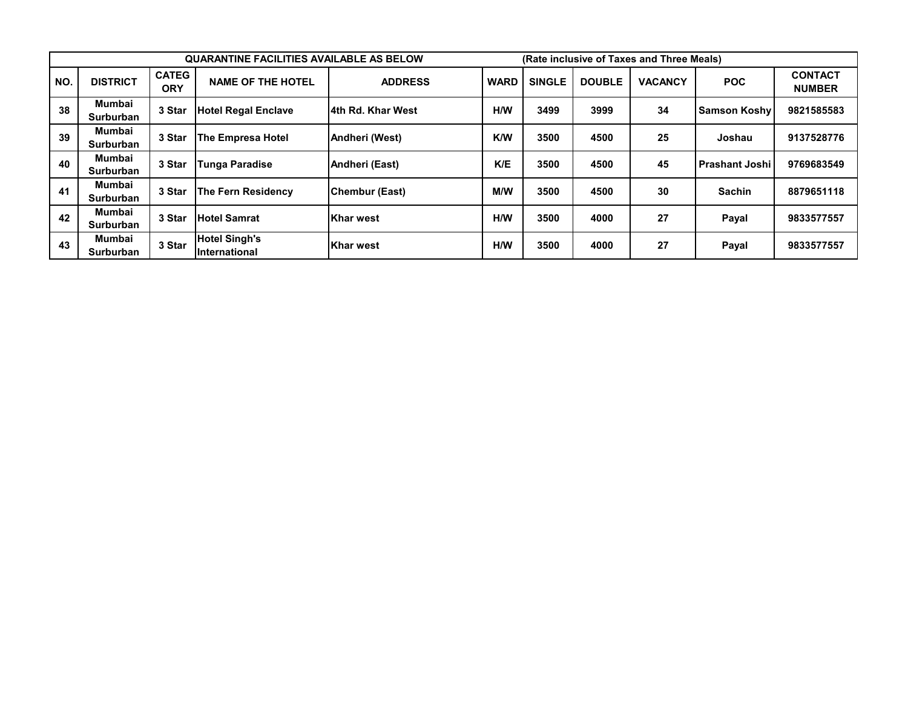| QUARANTINE FACILITIES AVAILABLE AS BELOW | | | | | | (Rate inclusive of Taxes and Three Meals) | | | | |
|---|---|---|---|---|---|---|---|---|---|---|
| NO. | DISTRICT | CATEGORY | NAME OF THE HOTEL | ADDRESS | WARD | SINGLE | DOUBLE | VACANCY | POC | CONTACT NUMBER |
| 38 | Mumbai Surburban | 3 Star | Hotel Regal Enclave | 4th Rd. Khar West | H/W | 3499 | 3999 | 34 | Samson Koshy | 9821585583 |
| 39 | Mumbai Surburban | 3 Star | The Empresa Hotel | Andheri (West) | K/W | 3500 | 4500 | 25 | Joshau | 9137528776 |
| 40 | Mumbai Surburban | 3 Star | Tunga Paradise | Andheri (East) | K/E | 3500 | 4500 | 45 | Prashant Joshi | 9769683549 |
| 41 | Mumbai Surburban | 3 Star | The Fern Residency | Chembur (East) | M/W | 3500 | 4500 | 30 | Sachin | 8879651118 |
| 42 | Mumbai Surburban | 3 Star | Hotel Samrat | Khar west | H/W | 3500 | 4000 | 27 | Payal | 9833577557 |
| 43 | Mumbai Surburban | 3 Star | Hotel Singh's International | Khar west | H/W | 3500 | 4000 | 27 | Payal | 9833577557 |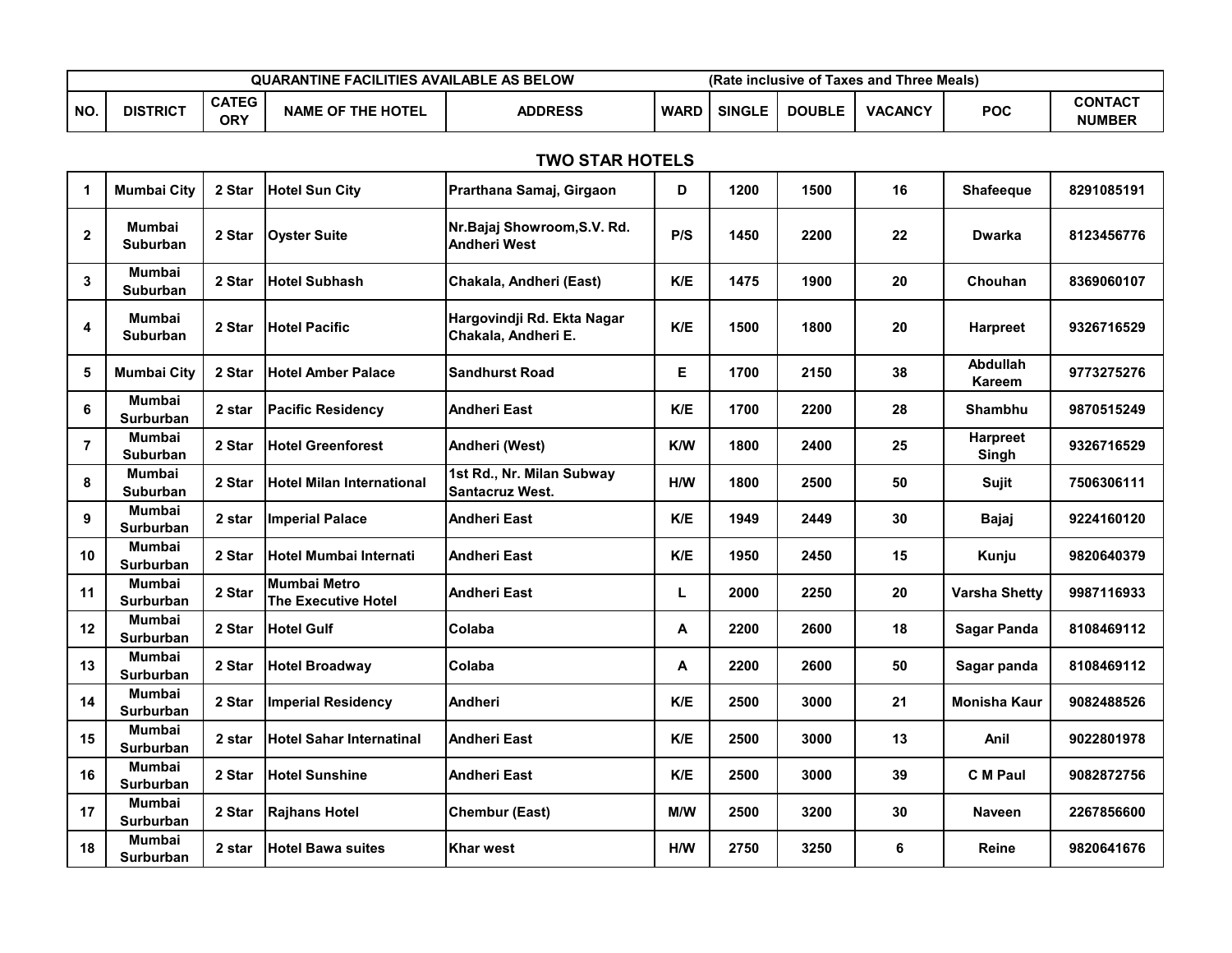| QUARANTINE FACILITIES AVAILABLE AS BELOW | | | | | | (Rate inclusive of Taxes and Three Meals) | | | | |
|---|---|---|---|---|---|---|---|---|---|---|
| NO. | DISTRICT | CATEGORY | NAME OF THE HOTEL | ADDRESS | WARD | SINGLE | DOUBLE | VACANCY | POC | CONTACT NUMBER |
| | | | | **TWO STAR HOTELS** | | | | | | |
| 1 | Mumbai City | 2 Star | Hotel Sun City | Prarthana Samaj, Girgaon | D | 1200 | 1500 | 16 | Shafeeque | 8291085191 |
| 2 | Mumbai Suburban | 2 Star | Oyster Suite | Nr.Bajaj Showroom,S.V. Rd. Andheri West | P/S | 1450 | 2200 | 22 | Dwarka | 8123456776 |
| 3 | Mumbai Suburban | 2 Star | Hotel Subhash | Chakala, Andheri (East) | K/E | 1475 | 1900 | 20 | Chouhan | 8369060107 |
| 4 | Mumbai Suburban | 2 Star | Hotel Pacific | Hargovindji Rd. Ekta Nagar Chakala, Andheri E. | K/E | 1500 | 1800 | 20 | Harpreet | 9326716529 |
| 5 | Mumbai City | 2 Star | Hotel Amber Palace | Sandhurst Road | E | 1700 | 2150 | 38 | Abdullah Kareem | 9773275276 |
| 6 | Mumbai Surburban | 2 star | Pacific Residency | Andheri East | K/E | 1700 | 2200 | 28 | Shambhu | 9870515249 |
| 7 | Mumbai Suburban | 2 Star | Hotel Greenforest | Andheri (West) | K/W | 1800 | 2400 | 25 | Harpreet Singh | 9326716529 |
| 8 | Mumbai Suburban | 2 Star | Hotel Milan International | 1st Rd., Nr. Milan Subway Santacruz West. | H/W | 1800 | 2500 | 50 | Sujit | 7506306111 |
| 9 | Mumbai Surburban | 2 star | Imperial Palace | Andheri East | K/E | 1949 | 2449 | 30 | Bajaj | 9224160120 |
| 10 | Mumbai Surburban | 2 Star | Hotel Mumbai Internati | Andheri East | K/E | 1950 | 2450 | 15 | Kunju | 9820640379 |
| 11 | Mumbai Surburban | 2 Star | Mumbai Metro The Executive Hotel | Andheri East | L | 2000 | 2250 | 20 | Varsha Shetty | 9987116933 |
| 12 | Mumbai Surburban | 2 Star | Hotel Gulf | Colaba | A | 2200 | 2600 | 18 | Sagar Panda | 8108469112 |
| 13 | Mumbai Surburban | 2 Star | Hotel Broadway | Colaba | A | 2200 | 2600 | 50 | Sagar panda | 8108469112 |
| 14 | Mumbai Surburban | 2 Star | Imperial Residency | Andheri | K/E | 2500 | 3000 | 21 | Monisha Kaur | 9082488526 |
| 15 | Mumbai Surburban | 2 star | Hotel Sahar Internatinal | Andheri East | K/E | 2500 | 3000 | 13 | Anil | 9022801978 |
| 16 | Mumbai Surburban | 2 Star | Hotel Sunshine | Andheri East | K/E | 2500 | 3000 | 39 | C M Paul | 9082872756 |
| 17 | Mumbai Surburban | 2 Star | Rajhans Hotel | Chembur (East) | M/W | 2500 | 3200 | 30 | Naveen | 2267856600 |
| 18 | Mumbai Surburban | 2 star | Hotel Bawa suites | Khar west | H/W | 2750 | 3250 | 6 | Reine | 9820641676 |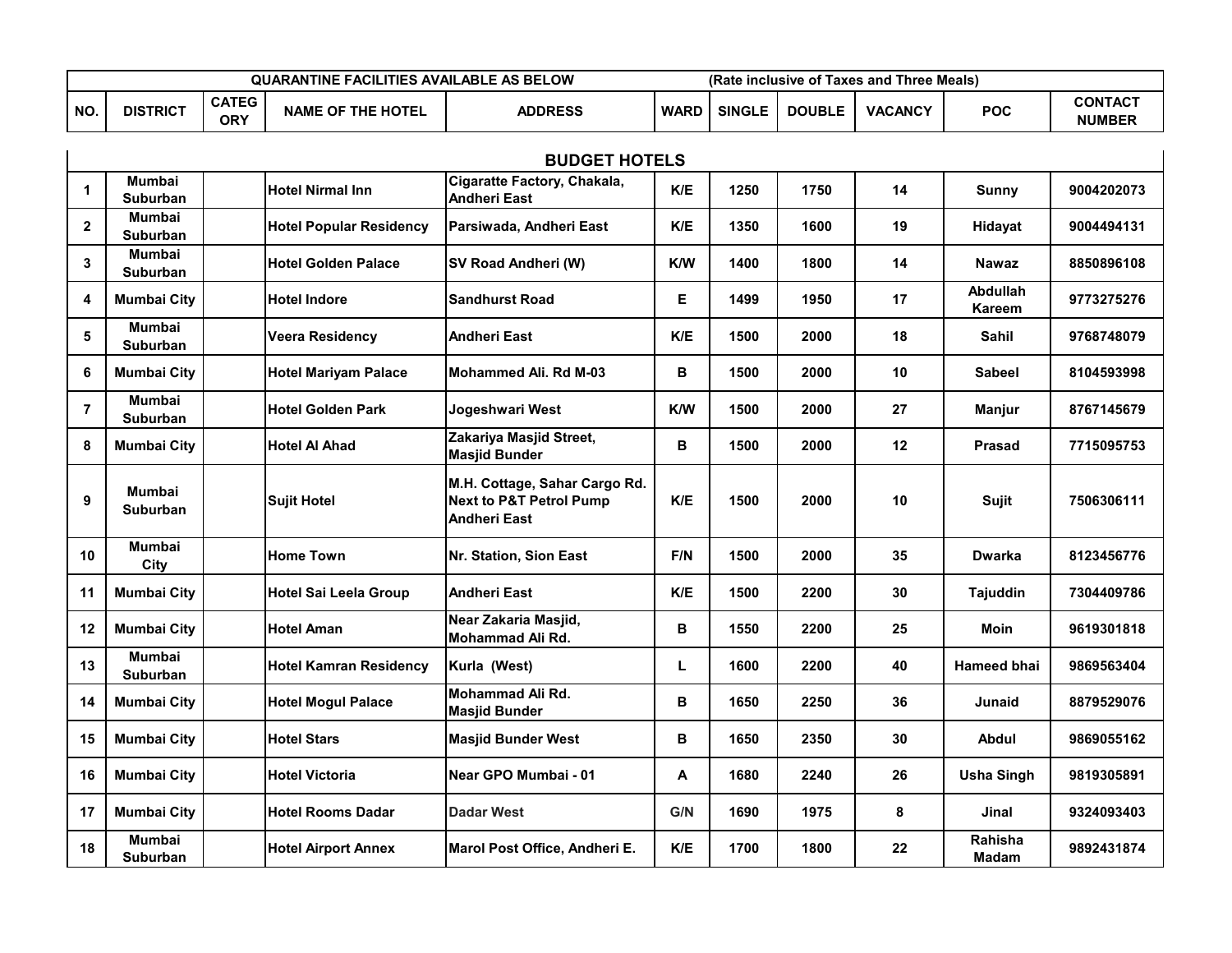| QUARANTINE FACILITIES AVAILABLE AS BELOW | | | | | | (Rate inclusive of Taxes and Three Meals) | | | | |
|---|---|---|---|---|---|---|---|---|---|---|
| NO. | DISTRICT | CATEGORY | NAME OF THE HOTEL | ADDRESS | WARD | SINGLE | DOUBLE | VACANCY | POC | CONTACT NUMBER |
| | | | | BUDGET HOTELS | | | | | | |
| 1 | Mumbai Suburban | | Hotel Nirmal Inn | Cigaratte Factory, Chakala, Andheri East | K/E | 1250 | 1750 | 14 | Sunny | 9004202073 |
| 2 | Mumbai Suburban | | Hotel Popular Residency | Parsiwada, Andheri East | K/E | 1350 | 1600 | 19 | Hidayat | 9004494131 |
| 3 | Mumbai Suburban | | Hotel Golden Palace | SV Road Andheri (W) | K/W | 1400 | 1800 | 14 | Nawaz | 8850896108 |
| 4 | Mumbai City | | Hotel Indore | Sandhurst Road | E | 1499 | 1950 | 17 | Abdullah Kareem | 9773275276 |
| 5 | Mumbai Suburban | | Veera Residency | Andheri East | K/E | 1500 | 2000 | 18 | Sahil | 9768748079 |
| 6 | Mumbai City | | Hotel Mariyam Palace | Mohammed Ali. Rd M-03 | B | 1500 | 2000 | 10 | Sabeel | 8104593998 |
| 7 | Mumbai Suburban | | Hotel Golden Park | Jogeshwari West | K/W | 1500 | 2000 | 27 | Manjur | 8767145679 |
| 8 | Mumbai City | | Hotel Al Ahad | Zakariya Masjid Street, Masjid Bunder | B | 1500 | 2000 | 12 | Prasad | 7715095753 |
| 9 | Mumbai Suburban | | Sujit Hotel | M.H. Cottage, Sahar Cargo Rd. Next to P&T Petrol Pump Andheri East | K/E | 1500 | 2000 | 10 | Sujit | 7506306111 |
| 10 | Mumbai City | | Home Town | Nr. Station, Sion East | F/N | 1500 | 2000 | 35 | Dwarka | 8123456776 |
| 11 | Mumbai City | | Hotel Sai Leela Group | Andheri East | K/E | 1500 | 2200 | 30 | Tajuddin | 7304409786 |
| 12 | Mumbai City | | Hotel Aman | Near Zakaria Masjid, Mohammad Ali Rd. | B | 1550 | 2200 | 25 | Moin | 9619301818 |
| 13 | Mumbai Suburban | | Hotel Kamran Residency | Kurla (West) | L | 1600 | 2200 | 40 | Hameed bhai | 9869563404 |
| 14 | Mumbai City | | Hotel Mogul Palace | Mohammad Ali Rd. Masjid Bunder | B | 1650 | 2250 | 36 | Junaid | 8879529076 |
| 15 | Mumbai City | | Hotel Stars | Masjid Bunder West | B | 1650 | 2350 | 30 | Abdul | 9869055162 |
| 16 | Mumbai City | | Hotel Victoria | Near GPO Mumbai - 01 | A | 1680 | 2240 | 26 | Usha Singh | 9819305891 |
| 17 | Mumbai City | | Hotel Rooms Dadar | Dadar West | G/N | 1690 | 1975 | 8 | Jinal | 9324093403 |
| 18 | Mumbai Suburban | | Hotel Airport Annex | Marol Post Office, Andheri E. | K/E | 1700 | 1800 | 22 | Rahisha Madam | 9892431874 |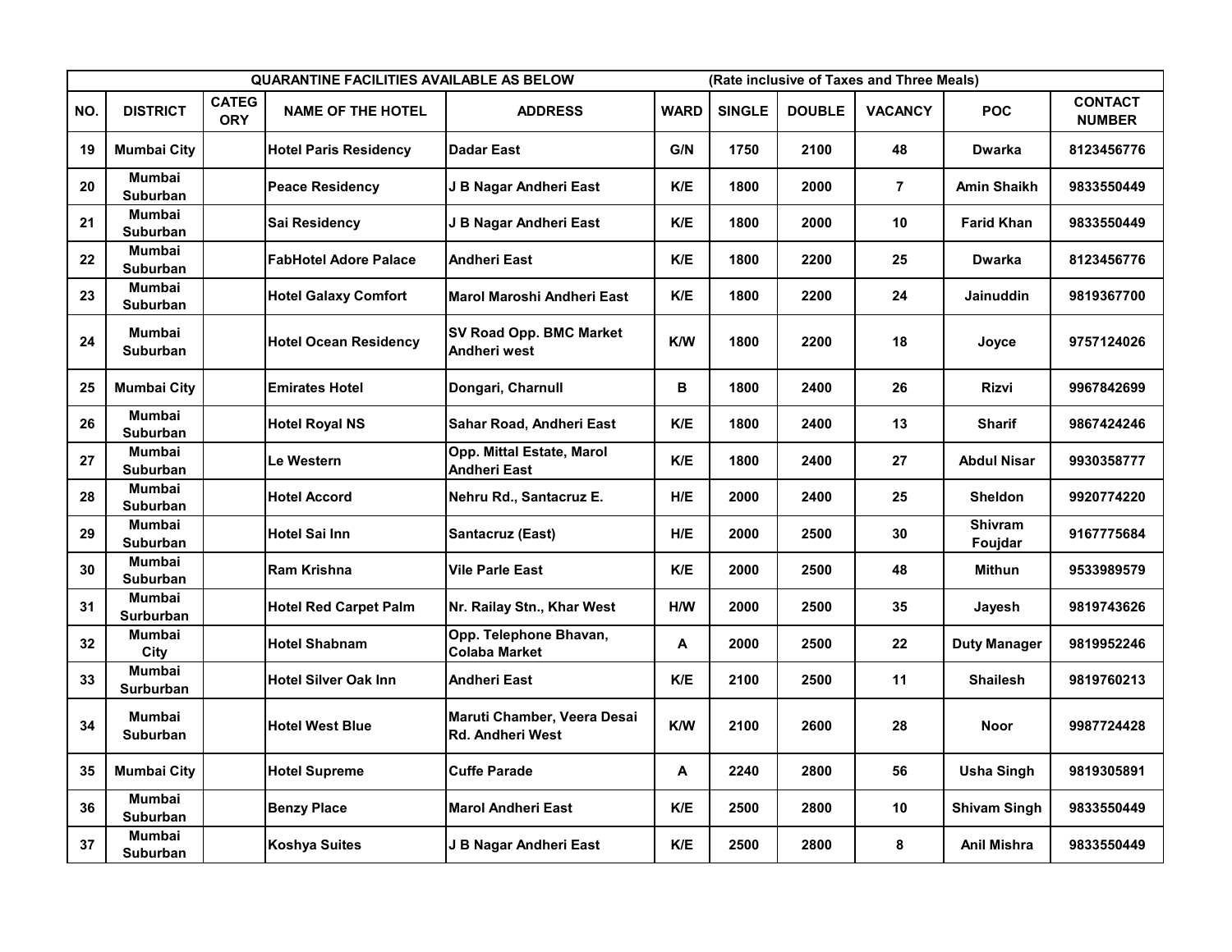| QUARANTINE FACILITIES AVAILABLE AS BELOW | | | | | | (Rate inclusive of Taxes and Three Meals) | | | | |
|---|---|---|---|---|---|---|---|---|---|---|
| NO. | DISTRICT | CATEGORY | NAME OF THE HOTEL | ADDRESS | WARD | SINGLE | DOUBLE | VACANCY | POC | CONTACT NUMBER |
| 19 | Mumbai City | | Hotel Paris Residency | Dadar East | G/N | 1750 | 2100 | 48 | Dwarka | 8123456776 |
| 20 | Mumbai Suburban | | Peace Residency | J B Nagar Andheri East | K/E | 1800 | 2000 | 7 | Amin Shaikh | 9833550449 |
| 21 | Mumbai Suburban | | Sai Residency | J B Nagar Andheri East | K/E | 1800 | 2000 | 10 | Farid Khan | 9833550449 |
| 22 | Mumbai Suburban | | FabHotel Adore Palace | Andheri East | K/E | 1800 | 2200 | 25 | Dwarka | 8123456776 |
| 23 | Mumbai Suburban | | Hotel Galaxy Comfort | Marol Maroshi Andheri East | K/E | 1800 | 2200 | 24 | Jainuddin | 9819367700 |
| 24 | Mumbai Suburban | | Hotel Ocean Residency | SV Road Opp. BMC Market Andheri west | K/W | 1800 | 2200 | 18 | Joyce | 9757124026 |
| 25 | Mumbai City | | Emirates Hotel | Dongari, Charnull | B | 1800 | 2400 | 26 | Rizvi | 9967842699 |
| 26 | Mumbai Suburban | | Hotel Royal NS | Sahar Road, Andheri East | K/E | 1800 | 2400 | 13 | Sharif | 9867424246 |
| 27 | Mumbai Suburban | | Le Western | Opp. Mittal Estate, Marol Andheri East | K/E | 1800 | 2400 | 27 | Abdul Nisar | 9930358777 |
| 28 | Mumbai Suburban | | Hotel Accord | Nehru Rd., Santacruz E. | H/E | 2000 | 2400 | 25 | Sheldon | 9920774220 |
| 29 | Mumbai Suburban | | Hotel Sai Inn | Santacruz (East) | H/E | 2000 | 2500 | 30 | Shivram Foujdar | 9167775684 |
| 30 | Mumbai Suburban | | Ram Krishna | Vile Parle East | K/E | 2000 | 2500 | 48 | Mithun | 9533989579 |
| 31 | Mumbai Surburban | | Hotel Red Carpet Palm | Nr. Railay Stn., Khar West | H/W | 2000 | 2500 | 35 | Jayesh | 9819743626 |
| 32 | Mumbai City | | Hotel Shabnam | Opp. Telephone Bhavan, Colaba Market | A | 2000 | 2500 | 22 | Duty Manager | 9819952246 |
| 33 | Mumbai Surburban | | Hotel Silver Oak Inn | Andheri East | K/E | 2100 | 2500 | 11 | Shailesh | 9819760213 |
| 34 | Mumbai Suburban | | Hotel West Blue | Maruti Chamber, Veera Desai Rd. Andheri West | K/W | 2100 | 2600 | 28 | Noor | 9987724428 |
| 35 | Mumbai City | | Hotel Supreme | Cuffe Parade | A | 2240 | 2800 | 56 | Usha Singh | 9819305891 |
| 36 | Mumbai Suburban | | Benzy Place | Marol Andheri East | K/E | 2500 | 2800 | 10 | Shivam Singh | 9833550449 |
| 37 | Mumbai Suburban | | Koshya Suites | J B Nagar Andheri East | K/E | 2500 | 2800 | 8 | Anil Mishra | 9833550449 |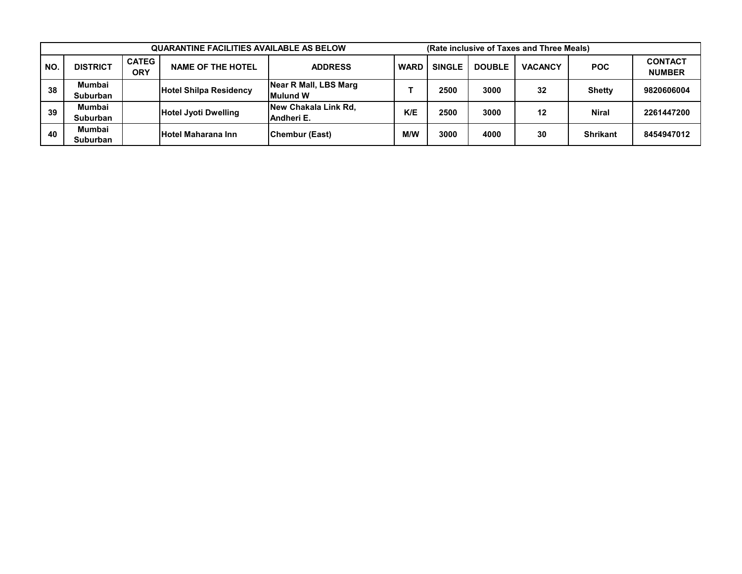| QUARANTINE FACILITIES AVAILABLE AS BELOW | | | | | | | | (Rate inclusive of Taxes and Three Meals) | | |
|---|---|---|---|---|---|---|---|---|---|---|
| NO. | DISTRICT | CATEGORY | NAME OF THE HOTEL | ADDRESS | WARD | SINGLE | DOUBLE | VACANCY | POC | CONTACT NUMBER |
| 38 | Mumbai Suburban | | Hotel Shilpa Residency | Near R Mall, LBS Marg Mulund W | T | 2500 | 3000 | 32 | Shetty | 9820606004 |
| 39 | Mumbai Suburban | | Hotel Jyoti Dwelling | New Chakala Link Rd, Andheri E. | K/E | 2500 | 3000 | 12 | Niral | 2261447200 |
| 40 | Mumbai Suburban | | Hotel Maharana Inn | Chembur (East) | M/W | 3000 | 4000 | 30 | Shrikant | 8454947012 |